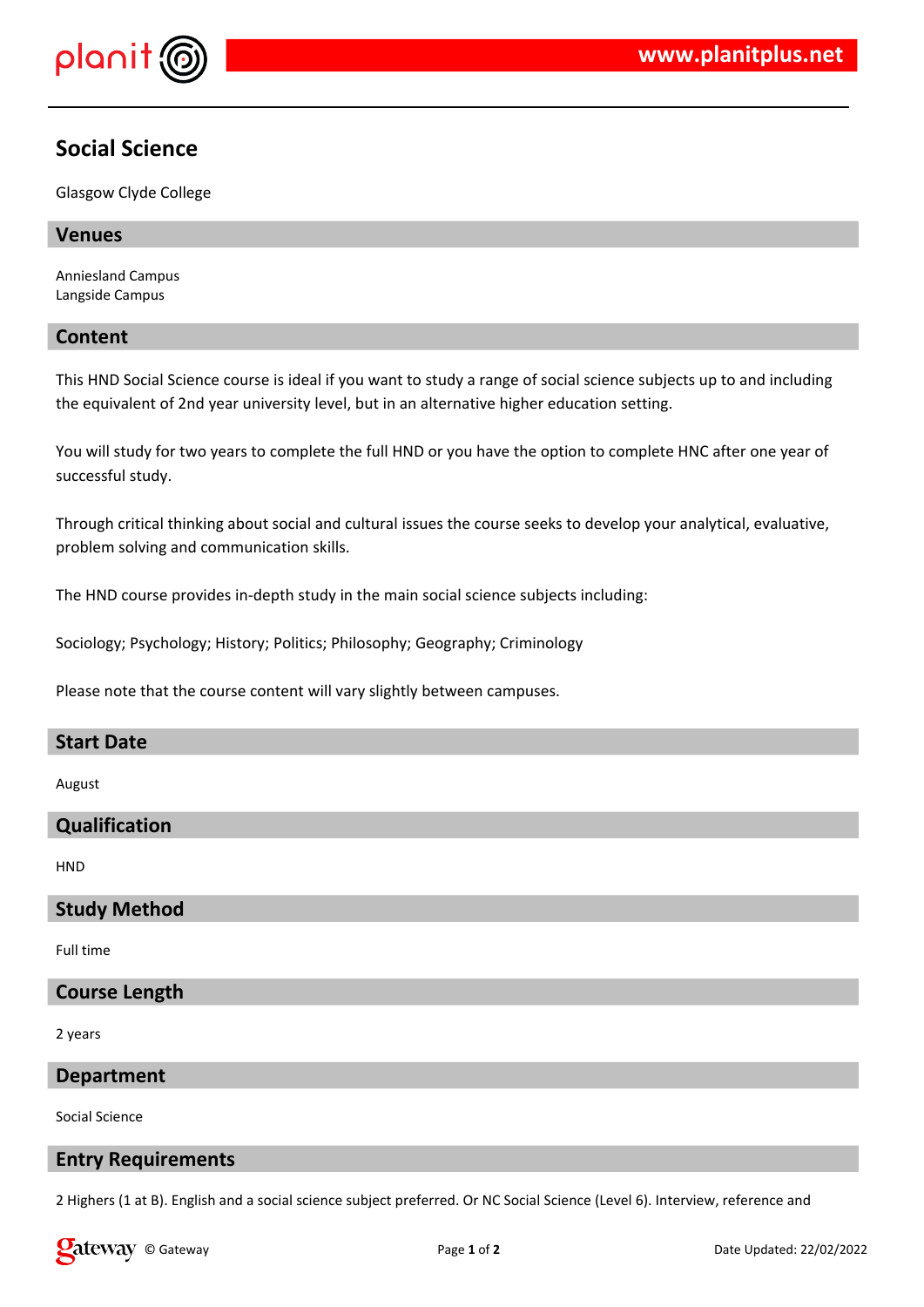# Social Science

Glasgow Clyde College

## Venues

Anniesland Campus
Langside Campus

## Content

This HND Social Science course is ideal if you want to study a range of social science subjects up to and including the equivalent of 2nd year university level, but in an alternative higher education setting.

You will study for two years to complete the full HND or you have the option to complete HNC after one year of successful study.

Through critical thinking about social and cultural issues the course seeks to develop your analytical, evaluative, problem solving and communication skills.

The HND course provides in-depth study in the main social science subjects including:

Sociology; Psychology; History; Politics; Philosophy; Geography; Criminology

Please note that the course content will vary slightly between campuses.

## Start Date

August

## Qualification

HND

## Study Method

Full time

## Course Length

2 years

## Department

Social Science

## Entry Requirements

2 Highers (1 at B). English and a social science subject preferred. Or NC Social Science (Level 6). Interview, reference and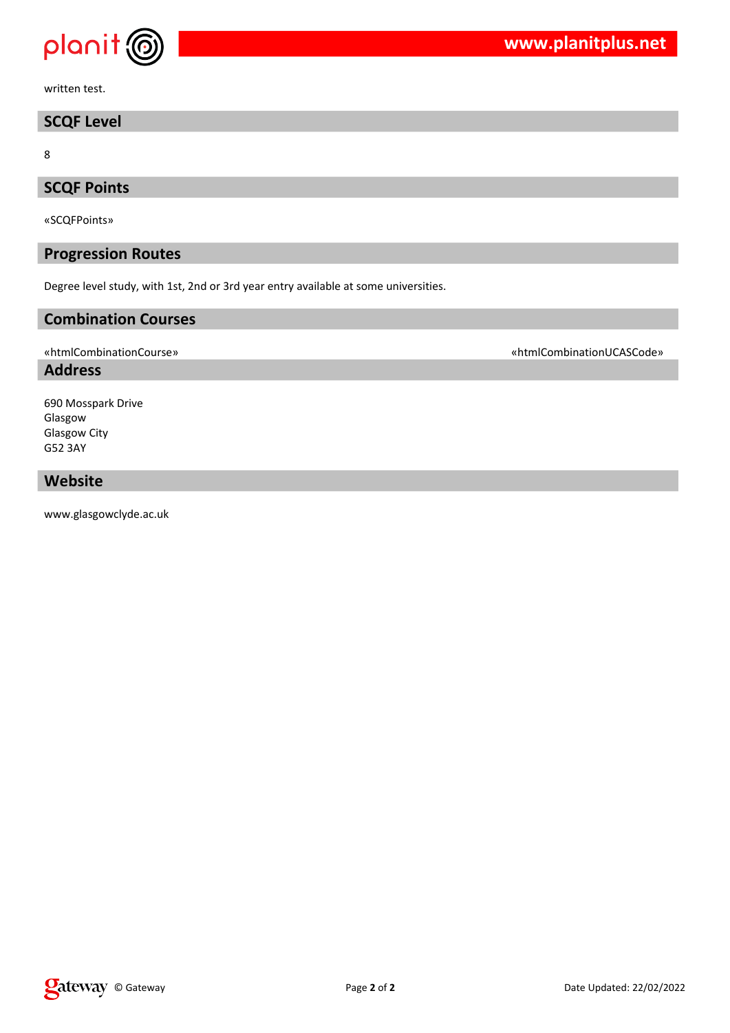written test.

## SCQF Level

8

## SCQF Points

«SCQFPoints»

## Progression Routes

Degree level study, with 1st, 2nd or 3rd year entry available at some universities.

## Combination Courses

«htmlCombinationCourse» «htmlCombinationUCASCode»

## Address

690 Mosspark Drive
Glasgow
Glasgow City
G52 3AY

## Website

www.glasgowclyde.ac.uk